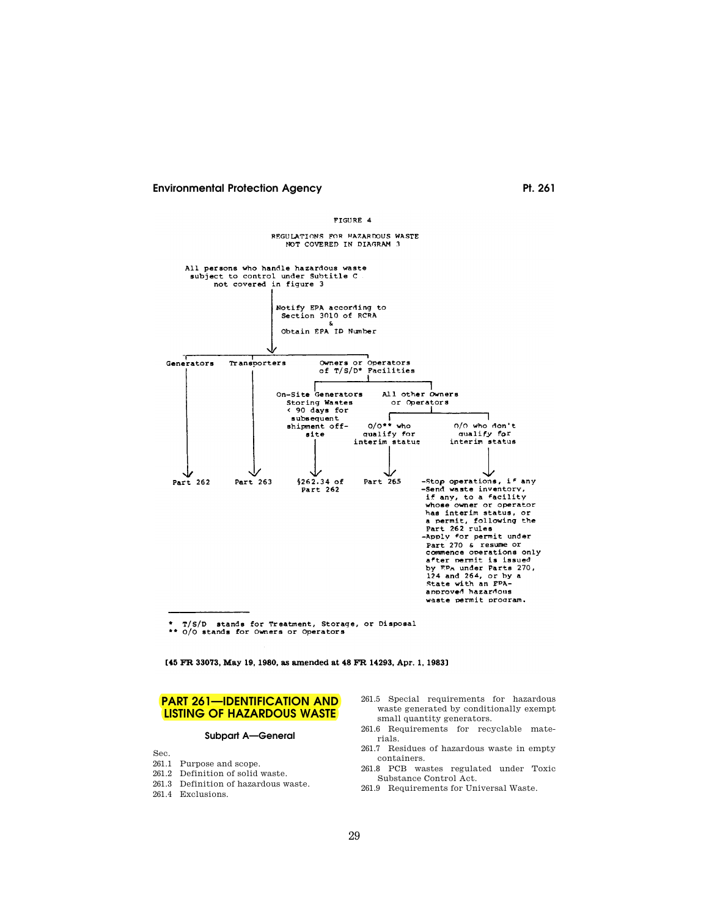FIGURE 4

REGULATIONS FOR HAZARDOUS WASTE NOT COVERED IN DIAGRAM 3

All persons who handle hazardous waste subject to control under Subtitle C not covered in figure 3

Notify EPA according to Section 3010 of RCRA & Obtain EPA ID Number

- Generators → Part 262
- Transporters → Part 263
- Owners or Operators of T/S/D* Facilities
  - On-Site Generators Storing Wastes < 90 days for subsequent shipment off-site → §262.34 of Part 262
  - All other Owners or Operators
    - O/O** who qualify for interim status → Part 265
    - O/O who don't qualify for interim status →
      - -Stop operations, if any
      - -Send waste inventory, if any, to a facility whose owner or operator has interim status, or a permit, following the Part 262 rules
      - -Apply for permit under Part 270 & resume or commence operations only after permit is issued by EPA under Parts 270, 124 and 264, or by a State with an EPA-approved hazardous waste permit program.

\* T/S/D stands for Treatment, Storage, or Disposal
\*\* O/O stands for Owners or Operators

[45 FR 33073, May 19, 1980, as amended at 48 FR 14293, Apr. 1, 1983]

# PART 261—IDENTIFICATION AND LISTING OF HAZARDOUS WASTE

## Subpart A—General

Sec.
261.1 Purpose and scope.
261.2 Definition of solid waste.
261.3 Definition of hazardous waste.
261.4 Exclusions.
261.5 Special requirements for hazardous waste generated by conditionally exempt small quantity generators.
261.6 Requirements for recyclable materials.
261.7 Residues of hazardous waste in empty containers.
261.8 PCB wastes regulated under Toxic Substance Control Act.
261.9 Requirements for Universal Waste.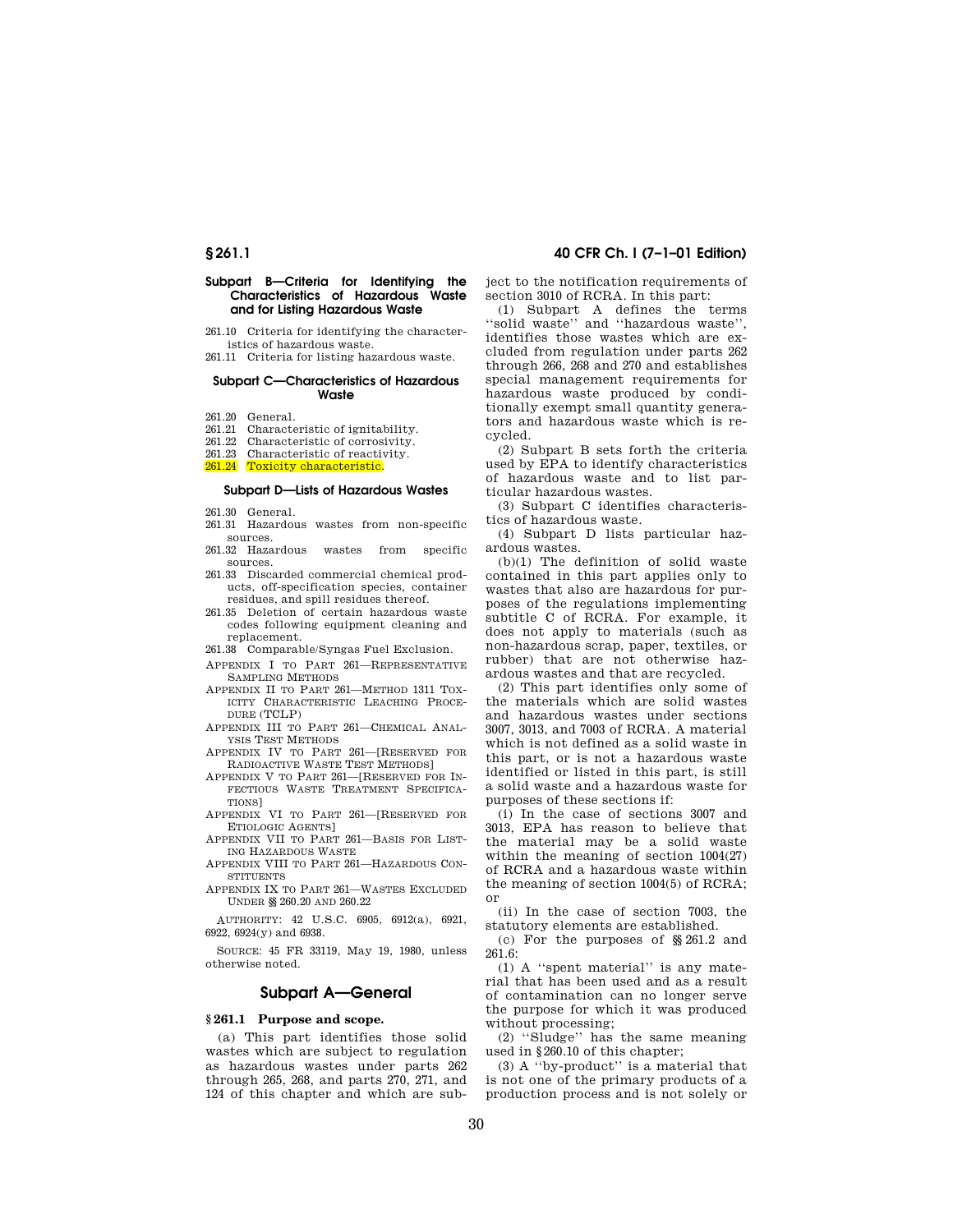### Subpart B—Criteria for Identifying the Characteristics of Hazardous Waste and for Listing Hazardous Waste

261.10 Criteria for identifying the characteristics of hazardous waste.
261.11 Criteria for listing hazardous waste.

### Subpart C—Characteristics of Hazardous Waste

261.20 General.
261.21 Characteristic of ignitability.
261.22 Characteristic of corrosivity.
261.23 Characteristic of reactivity.
261.24 Toxicity characteristic.

### Subpart D—Lists of Hazardous Wastes

261.30 General.
261.31 Hazardous wastes from non-specific sources.
261.32 Hazardous wastes from specific sources.
261.33 Discarded commercial chemical products, off-specification species, container residues, and spill residues thereof.
261.35 Deletion of certain hazardous waste codes following equipment cleaning and replacement.
261.38 Comparable/Syngas Fuel Exclusion.

APPENDIX I TO PART 261—REPRESENTATIVE SAMPLING METHODS
APPENDIX II TO PART 261—METHOD 1311 TOXICITY CHARACTERISTIC LEACHING PROCEDURE (TCLP)
APPENDIX III TO PART 261—CHEMICAL ANALYSIS TEST METHODS
APPENDIX IV TO PART 261—[RESERVED FOR RADIOACTIVE WASTE TEST METHODS]
APPENDIX V TO PART 261—[RESERVED FOR INFECTIOUS WASTE TREATMENT SPECIFICATIONS]
APPENDIX VI TO PART 261—[RESERVED FOR ETIOLOGIC AGENTS]
APPENDIX VII TO PART 261—BASIS FOR LISTING HAZARDOUS WASTE
APPENDIX VIII TO PART 261—HAZARDOUS CONSTITUENTS
APPENDIX IX TO PART 261—WASTES EXCLUDED UNDER §§ 260.20 AND 260.22

AUTHORITY: 42 U.S.C. 6905, 6912(a), 6921, 6922, 6924(y) and 6938.

SOURCE: 45 FR 33119, May 19, 1980, unless otherwise noted.

## Subpart A—General

### § 261.1 Purpose and scope.

(a) This part identifies those solid wastes which are subject to regulation as hazardous wastes under parts 262 through 265, 268, and parts 270, 271, and 124 of this chapter and which are subject to the notification requirements of section 3010 of RCRA. In this part:

(1) Subpart A defines the terms ''solid waste'' and ''hazardous waste'', identifies those wastes which are excluded from regulation under parts 262 through 266, 268 and 270 and establishes special management requirements for hazardous waste produced by conditionally exempt small quantity generators and hazardous waste which is recycled.

(2) Subpart B sets forth the criteria used by EPA to identify characteristics of hazardous waste and to list particular hazardous wastes.

(3) Subpart C identifies characteristics of hazardous waste.

(4) Subpart D lists particular hazardous wastes.

(b)(1) The definition of solid waste contained in this part applies only to wastes that also are hazardous for purposes of the regulations implementing subtitle C of RCRA. For example, it does not apply to materials (such as non-hazardous scrap, paper, textiles, or rubber) that are not otherwise hazardous wastes and that are recycled.

(2) This part identifies only some of the materials which are solid wastes and hazardous wastes under sections 3007, 3013, and 7003 of RCRA. A material which is not defined as a solid waste in this part, or is not a hazardous waste identified or listed in this part, is still a solid waste and a hazardous waste for purposes of these sections if:

(i) In the case of sections 3007 and 3013, EPA has reason to believe that the material may be a solid waste within the meaning of section 1004(27) of RCRA and a hazardous waste within the meaning of section 1004(5) of RCRA; or

(ii) In the case of section 7003, the statutory elements are established.

(c) For the purposes of §§ 261.2 and 261.6:

(1) A ''spent material'' is any material that has been used and as a result of contamination can no longer serve the purpose for which it was produced without processing;

(2) ''Sludge'' has the same meaning used in § 260.10 of this chapter;

(3) A ''by-product'' is a material that is not one of the primary products of a production process and is not solely or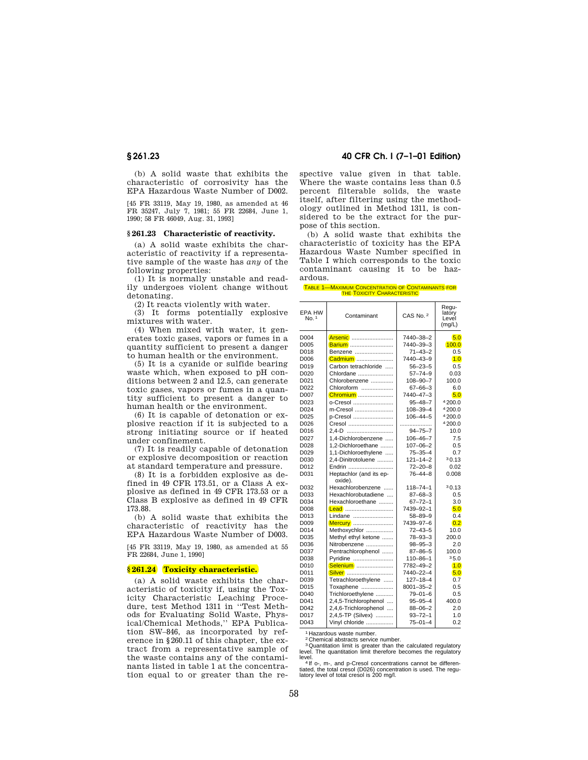(b) A solid waste that exhibits the characteristic of corrosivity has the EPA Hazardous Waste Number of D002.

[45 FR 33119, May 19, 1980, as amended at 46 FR 35247, July 7, 1981; 55 FR 22684, June 1, 1990; 58 FR 46049, Aug. 31, 1993]

## § 261.23 Characteristic of reactivity.

(a) A solid waste exhibits the characteristic of reactivity if a representative sample of the waste has *any* of the following properties:

(1) It is normally unstable and readily undergoes violent change without detonating.

(2) It reacts violently with water.

(3) It forms potentially explosive mixtures with water.

(4) When mixed with water, it generates toxic gases, vapors or fumes in a quantity sufficient to present a danger to human health or the environment.

(5) It is a cyanide or sulfide bearing waste which, when exposed to pH conditions between 2 and 12.5, can generate toxic gases, vapors or fumes in a quantity sufficient to present a danger to human health or the environment.

(6) It is capable of detonation or explosive reaction if it is subjected to a strong initiating source or if heated under confinement.

(7) It is readily capable of detonation or explosive decomposition or reaction at standard temperature and pressure.

(8) It is a forbidden explosive as defined in 49 CFR 173.51, or a Class A explosive as defined in 49 CFR 173.53 or a Class B explosive as defined in 49 CFR 173.88.

(b) A solid waste that exhibits the characteristic of reactivity has the EPA Hazardous Waste Number of D003.

[45 FR 33119, May 19, 1980, as amended at 55 FR 22684, June 1, 1990]

## § 261.24 Toxicity characteristic.

(a) A solid waste exhibits the characteristic of toxicity if, using the Toxicity Characteristic Leaching Procedure, test Method 1311 in "Test Methods for Evaluating Solid Waste, Physical/Chemical Methods," EPA Publication SW–846, as incorporated by reference in §260.11 of this chapter, the extract from a representative sample of the waste contains any of the contaminants listed in table 1 at the concentration equal to or greater than the respective value given in that table. Where the waste contains less than 0.5 percent filterable solids, the waste itself, after filtering using the methodology outlined in Method 1311, is considered to be the extract for the purpose of this section.

(b) A solid waste that exhibits the characteristic of toxicity has the EPA Hazardous Waste Number specified in Table I which corresponds to the toxic contaminant causing it to be hazardous.

TABLE 1—MAXIMUM CONCENTRATION OF CONTAMINANTS FOR THE TOXICITY CHARACTERISTIC

| EPA HW No.[1] | Contaminant | CAS No.[2] | Regulatory Level (mg/L) |
|---|---|---|---|
| D004 | Arsenic | 7440–38–2 | 5.0 |
| D005 | Barium | 7440–39–3 | 100.0 |
| D018 | Benzene | 71–43–2 | 0.5 |
| D006 | Cadmium | 7440–43–9 | 1.0 |
| D019 | Carbon tetrachloride | 56–23–5 | 0.5 |
| D020 | Chlordane | 57–74–9 | 0.03 |
| D021 | Chlorobenzene | 108–90–7 | 100.0 |
| D022 | Chloroform | 67–66–3 | 6.0 |
| D007 | Chromium | 7440–47–3 | 5.0 |
| D023 | o-Cresol | 95–48–7 | [4]200.0 |
| D024 | m-Cresol | 108–39–4 | [4]200.0 |
| D025 | p-Cresol | 106–44–5 | [4]200.0 |
| D026 | Cresol | | [4]200.0 |
| D016 | 2,4-D | 94–75–7 | 10.0 |
| D027 | 1,4-Dichlorobenzene | 106–46–7 | 7.5 |
| D028 | 1,2-Dichloroethane | 107–06–2 | 0.5 |
| D029 | 1,1-Dichloroethylene | 75–35–4 | 0.7 |
| D030 | 2,4-Dinitrotoluene | 121–14–2 | [3]0.13 |
| D012 | Endrin | 72–20–8 | 0.02 |
| D031 | Heptachlor (and its epoxide). | 76–44–8 | 0.008 |
| D032 | Hexachlorobenzene | 118–74–1 | [3]0.13 |
| D033 | Hexachlorobutadiene | 87–68–3 | 0.5 |
| D034 | Hexachloroethane | 67–72–1 | 3.0 |
| D008 | Lead | 7439–92–1 | 5.0 |
| D013 | Lindane | 58–89–9 | 0.4 |
| D009 | Mercury | 7439–97–6 | 0.2 |
| D014 | Methoxychlor | 72–43–5 | 10.0 |
| D035 | Methyl ethyl ketone | 78–93–3 | 200.0 |
| D036 | Nitrobenzene | 98–95–3 | 2.0 |
| D037 | Pentrachlorophenol | 87–86–5 | 100.0 |
| D038 | Pyridine | 110–86–1 | [3]5.0 |
| D010 | Selenium | 7782–49–2 | 1.0 |
| D011 | Silver | 7440–22–4 | 5.0 |
| D039 | Tetrachloroethylene | 127–18–4 | 0.7 |
| D015 | Toxaphene | 8001–35–2 | 0.5 |
| D040 | Trichloroethylene | 79–01–6 | 0.5 |
| D041 | 2,4,5-Trichlorophenol | 95–95–4 | 400.0 |
| D042 | 2,4,6-Trichlorophenol | 88–06–2 | 2.0 |
| D017 | 2,4,5-TP (Silvex) | 93–72–1 | 1.0 |
| D043 | Vinyl chloride | 75–01–4 | 0.2 |

[1] Hazardous waste number.

[2] Chemical abstracts service number.

[3] Quantitation limit is greater than the calculated regulatory level. The quantitation limit therefore becomes the regulatory level.

[4] If o-, m-, and p-Cresol concentrations cannot be differentiated, the total cresol (D026) concentration is used. The regulatory level of total cresol is 200 mg/l.